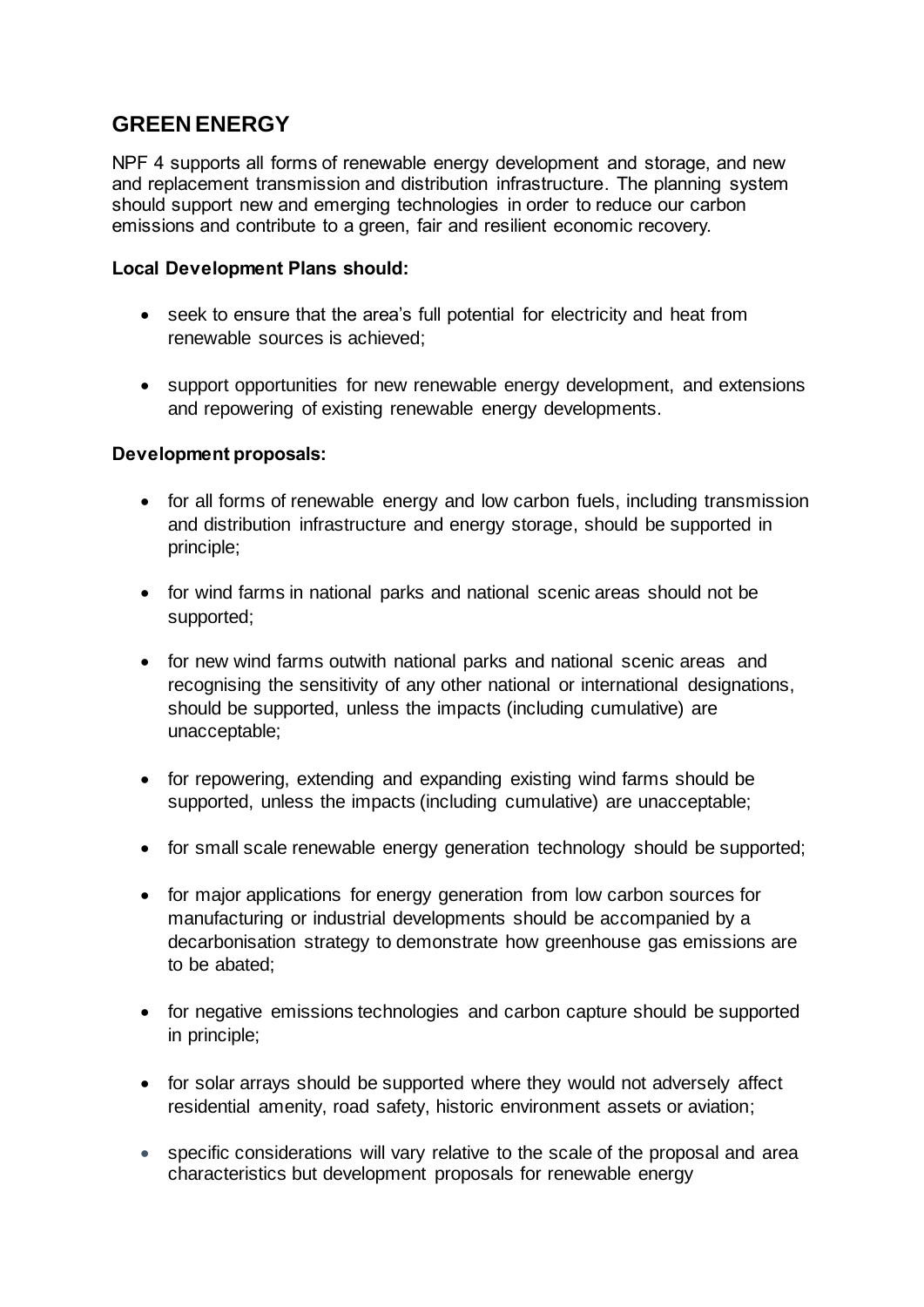## GREEN ENERGY

NPF 4 supports all forms of renewable energy development and storage, and new and replacement transmission and distribution infrastructure. The planning system should support new and emerging technologies in order to reduce our carbon emissions and contribute to a green, fair and resilient economic recovery.

**Local Development Plans should:**

- seek to ensure that the area's full potential for electricity and heat from renewable sources is achieved;
- support opportunities for new renewable energy development, and extensions and repowering of existing renewable energy developments.

**Development proposals:**

- for all forms of renewable energy and low carbon fuels, including transmission and distribution infrastructure and energy storage, should be supported in principle;
- for wind farms in national parks and national scenic areas should not be supported;
- for new wind farms outwith national parks and national scenic areas and recognising the sensitivity of any other national or international designations, should be supported, unless the impacts (including cumulative) are unacceptable;
- for repowering, extending and expanding existing wind farms should be supported, unless the impacts (including cumulative) are unacceptable;
- for small scale renewable energy generation technology should be supported;
- for major applications for energy generation from low carbon sources for manufacturing or industrial developments should be accompanied by a decarbonisation strategy to demonstrate how greenhouse gas emissions are to be abated;
- for negative emissions technologies and carbon capture should be supported in principle;
- for solar arrays should be supported where they would not adversely affect residential amenity, road safety, historic environment assets or aviation;
- specific considerations will vary relative to the scale of the proposal and area characteristics but development proposals for renewable energy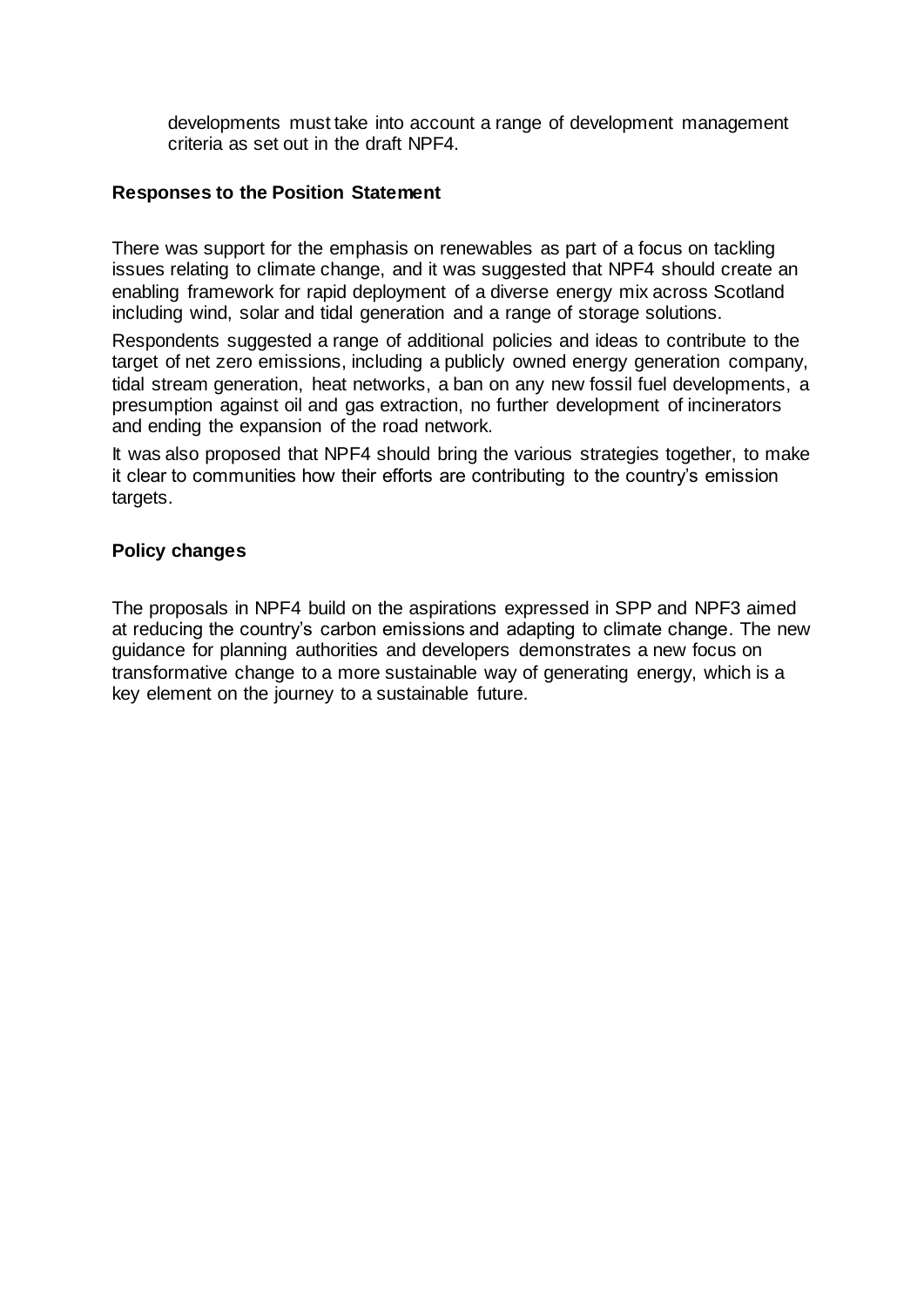developments must take into account a range of development management criteria as set out in the draft NPF4.

**Responses to the Position Statement**

There was support for the emphasis on renewables as part of a focus on tackling issues relating to climate change, and it was suggested that NPF4 should create an enabling framework for rapid deployment of a diverse energy mix across Scotland including wind, solar and tidal generation and a range of storage solutions.

Respondents suggested a range of additional policies and ideas to contribute to the target of net zero emissions, including a publicly owned energy generation company, tidal stream generation, heat networks, a ban on any new fossil fuel developments, a presumption against oil and gas extraction, no further development of incinerators and ending the expansion of the road network.

It was also proposed that NPF4 should bring the various strategies together, to make it clear to communities how their efforts are contributing to the country's emission targets.

**Policy changes**

The proposals in NPF4 build on the aspirations expressed in SPP and NPF3 aimed at reducing the country's carbon emissions and adapting to climate change. The new guidance for planning authorities and developers demonstrates a new focus on transformative change to a more sustainable way of generating energy, which is a key element on the journey to a sustainable future.